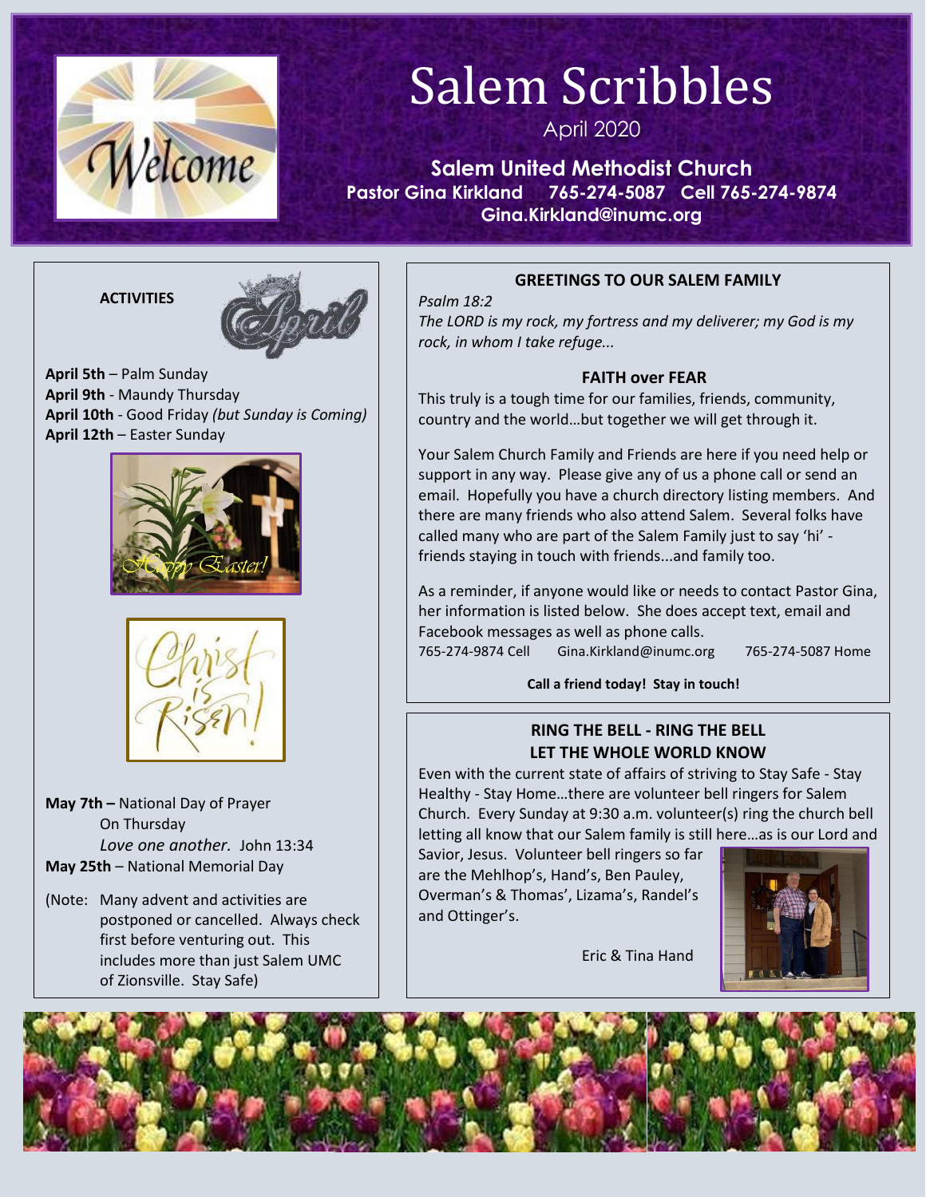# Salem Scribbles

April 2020

**Salem United Methodist Church**
**Pastor Gina Kirkland 765-274-5087 Cell 765-274-9874**
**Gina.Kirkland@inumc.org**

**ACTIVITIES**

**April 5th** – Palm Sunday
**April 9th** - Maundy Thursday
**April 10th** - Good Friday *(but Sunday is Coming)*
**April 12th** – Easter Sunday

**May 7th –** National Day of Prayer
On Thursday
*Love one another.* John 13:34
**May 25th** – National Memorial Day

(Note: Many advent and activities are postponed or cancelled. Always check first before venturing out. This includes more than just Salem UMC of Zionsville. Stay Safe)

## GREETINGS TO OUR SALEM FAMILY

*Psalm 18:2*
*The LORD is my rock, my fortress and my deliverer; my God is my rock, in whom I take refuge...*

### FAITH over FEAR

This truly is a tough time for our families, friends, community, country and the world…but together we will get through it.

Your Salem Church Family and Friends are here if you need help or support in any way. Please give any of us a phone call or send an email. Hopefully you have a church directory listing members. And there are many friends who also attend Salem. Several folks have called many who are part of the Salem Family just to say 'hi' - friends staying in touch with friends...and family too.

As a reminder, if anyone would like or needs to contact Pastor Gina, her information is listed below. She does accept text, email and Facebook messages as well as phone calls.
765-274-9874 Cell Gina.Kirkland@inumc.org 765-274-5087 Home

**Call a friend today! Stay in touch!**

## RING THE BELL - RING THE BELL LET THE WHOLE WORLD KNOW

Even with the current state of affairs of striving to Stay Safe - Stay Healthy - Stay Home…there are volunteer bell ringers for Salem Church. Every Sunday at 9:30 a.m. volunteer(s) ring the church bell letting all know that our Salem family is still here…as is our Lord and Savior, Jesus. Volunteer bell ringers so far are the Mehlhop's, Hand's, Ben Pauley, Overman's & Thomas', Lizama's, Randel's and Ottinger's.

Eric & Tina Hand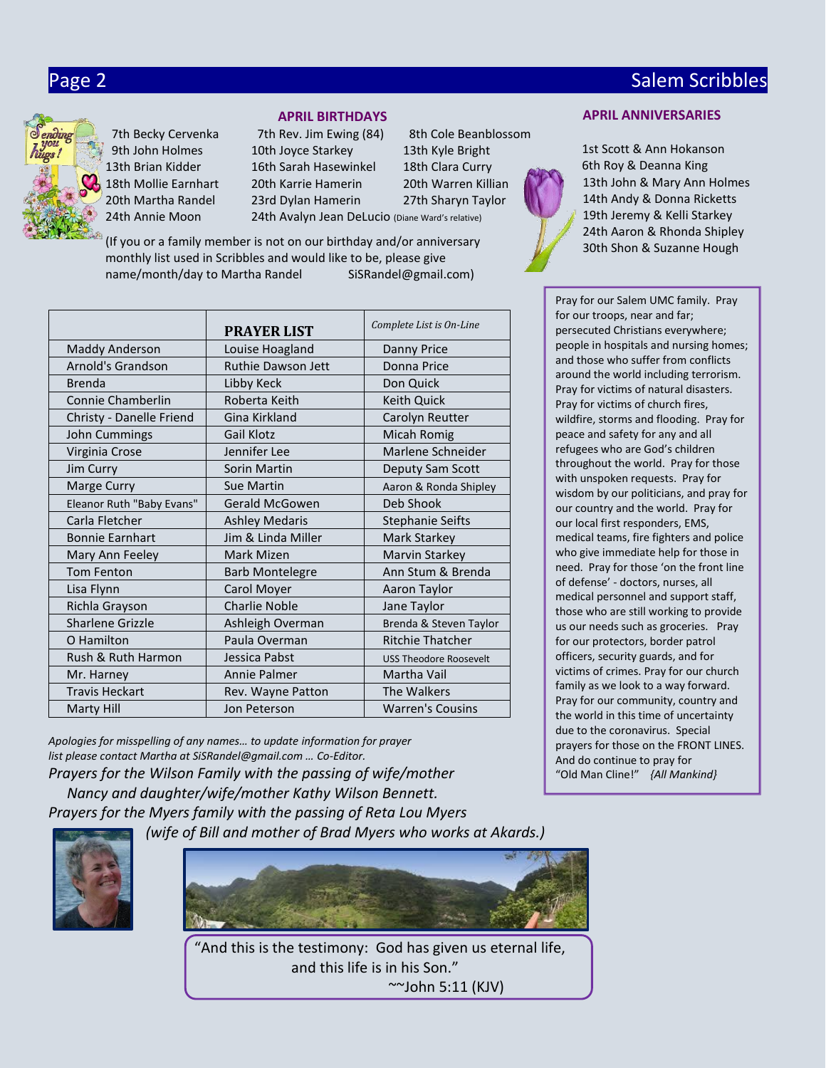## APRIL BIRTHDAYS

7th Becky Cervenka
9th John Holmes
13th Brian Kidder
18th Mollie Earnhart
20th Martha Randel
24th Annie Moon
7th Rev. Jim Ewing (84)
10th Joyce Starkey
16th Sarah Hasewinkel
20th Karrie Hamerin
23rd Dylan Hamerin
24th Avalyn Jean DeLucio (Diane Ward's relative)
8th Cole Beanblossom
13th Kyle Bright
18th Clara Curry
20th Warren Killian
27th Sharyn Taylor

(If you or a family member is not on our birthday and/or anniversary monthly list used in Scribbles and would like to be, please give name/month/day to Martha Randel SiSRandel@gmail.com)

## APRIL ANNIVERSARIES

1st Scott & Ann Hokanson
6th Roy & Deanna King
13th John & Mary Ann Holmes
14th Andy & Donna Ricketts
19th Jeremy & Kelli Starkey
24th Aaron & Rhonda Shipley
30th Shon & Suzanne Hough

| | **PRAYER LIST** | *Complete List is On-Line* |
|---|---|---|
| Maddy Anderson | Louise Hoagland | Danny Price |
| Arnold's Grandson | Ruthie Dawson Jett | Donna Price |
| Brenda | Libby Keck | Don Quick |
| Connie Chamberlin | Roberta Keith | Keith Quick |
| Christy - Danelle Friend | Gina Kirkland | Carolyn Reutter |
| John Cummings | Gail Klotz | Micah Romig |
| Virginia Crose | Jennifer Lee | Marlene Schneider |
| Jim Curry | Sorin Martin | Deputy Sam Scott |
| Marge Curry | Sue Martin | Aaron & Ronda Shipley |
| Eleanor Ruth "Baby Evans" | Gerald McGowen | Deb Shook |
| Carla Fletcher | Ashley Medaris | Stephanie Seifts |
| Bonnie Earnhart | Jim & Linda Miller | Mark Starkey |
| Mary Ann Feeley | Mark Mizen | Marvin Starkey |
| Tom Fenton | Barb Montelegre | Ann Stum & Brenda |
| Lisa Flynn | Carol Moyer | Aaron Taylor |
| Richla Grayson | Charlie Noble | Jane Taylor |
| Sharlene Grizzle | Ashleigh Overman | Brenda & Steven Taylor |
| O Hamilton | Paula Overman | Ritchie Thatcher |
| Rush & Ruth Harmon | Jessica Pabst | USS Theodore Roosevelt |
| Mr. Harney | Annie Palmer | Martha Vail |
| Travis Heckart | Rev. Wayne Patton | The Walkers |
| Marty Hill | Jon Peterson | Warren's Cousins |

*Apologies for misspelling of any names… to update information for prayer list please contact Martha at SiSRandel@gmail.com … Co-Editor.*

*Prayers for the Wilson Family with the passing of wife/mother Nancy and daughter/wife/mother Kathy Wilson Bennett.*

*Prayers for the Myers family with the passing of Reta Lou Myers (wife of Bill and mother of Brad Myers who works at Akards.)*

Pray for our Salem UMC family. Pray for our troops, near and far; persecuted Christians everywhere; people in hospitals and nursing homes; and those who suffer from conflicts around the world including terrorism. Pray for victims of natural disasters. Pray for victims of church fires, wildfire, storms and flooding. Pray for peace and safety for any and all refugees who are God's children throughout the world. Pray for those with unspoken requests. Pray for wisdom by our politicians, and pray for our country and the world. Pray for our local first responders, EMS, medical teams, fire fighters and police who give immediate help for those in need. Pray for those 'on the front line of defense' - doctors, nurses, all medical personnel and support staff, those who are still working to provide us our needs such as groceries. Pray for our protectors, border patrol officers, security guards, and for victims of crimes. Pray for our church family as we look to a way forward. Pray for our community, country and the world in this time of uncertainty due to the coronavirus. Special prayers for those on the FRONT LINES. And do continue to pray for "Old Man Cline!" *{All Mankind}*

"And this is the testimony: God has given us eternal life, and this life is in his Son."
~~John 5:11 (KJV)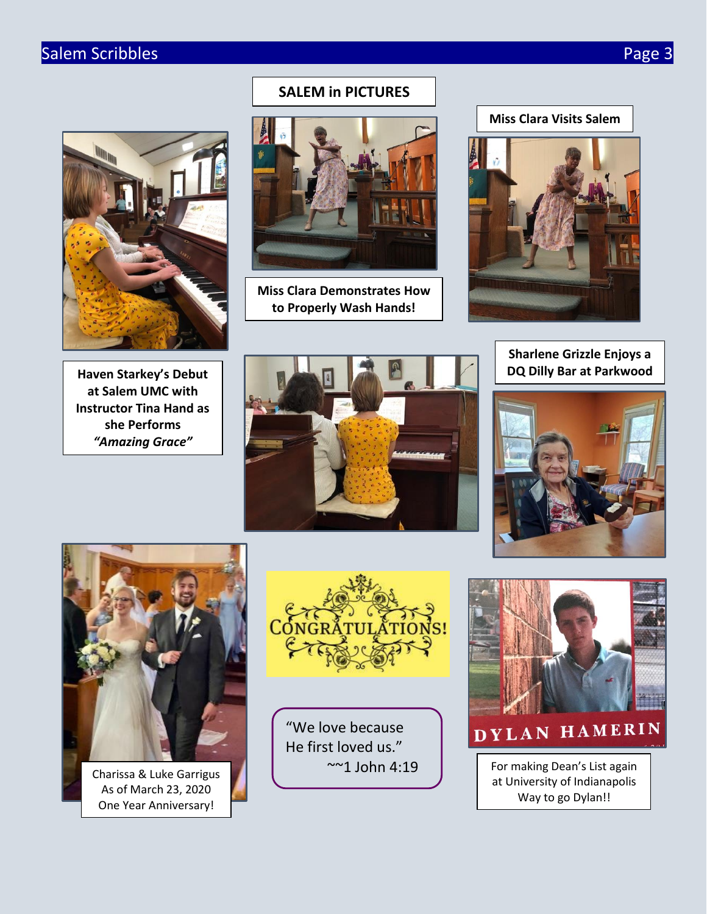## SALEM in PICTURES

**Haven Starkey's Debut at Salem UMC with Instructor Tina Hand as she Performs *"Amazing Grace"***

**Miss Clara Demonstrates How to Properly Wash Hands!**

**Miss Clara Visits Salem**

**Sharlene Grizzle Enjoys a DQ Dilly Bar at Parkwood**

Charissa & Luke Garrigus
As of March 23, 2020
One Year Anniversary!

CONGRATULATIONS!

"We love because He first loved us."
~~1 John 4:19

DYLAN HAMERIN

For making Dean's List again at University of Indianapolis
Way to go Dylan!!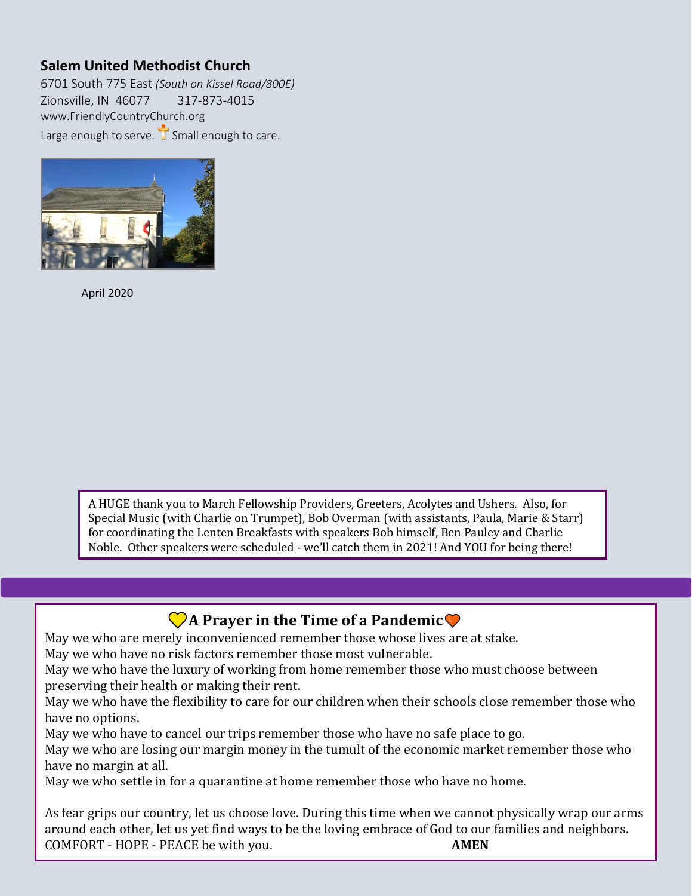**Salem United Methodist Church**

6701 South 775 East *(South on Kissel Road/800E)*
Zionsville, IN 46077 317-873-4015
www.FriendlyCountryChurch.org
Large enough to serve. ✝ Small enough to care.

April 2020

A HUGE thank you to March Fellowship Providers, Greeters, Acolytes and Ushers. Also, for Special Music (with Charlie on Trumpet), Bob Overman (with assistants, Paula, Marie & Starr) for coordinating the Lenten Breakfasts with speakers Bob himself, Ben Pauley and Charlie Noble. Other speakers were scheduled - we'll catch them in 2021! And YOU for being there!

## 💛A Prayer in the Time of a Pandemic🧡

May we who are merely inconvenienced remember those whose lives are at stake.
May we who have no risk factors remember those most vulnerable.
May we who have the luxury of working from home remember those who must choose between preserving their health or making their rent.
May we who have the flexibility to care for our children when their schools close remember those who have no options.
May we who have to cancel our trips remember those who have no safe place to go.
May we who are losing our margin money in the tumult of the economic market remember those who have no margin at all.
May we who settle in for a quarantine at home remember those who have no home.

As fear grips our country, let us choose love. During this time when we cannot physically wrap our arms around each other, let us yet find ways to be the loving embrace of God to our families and neighbors.
COMFORT - HOPE - PEACE be with you. **AMEN**